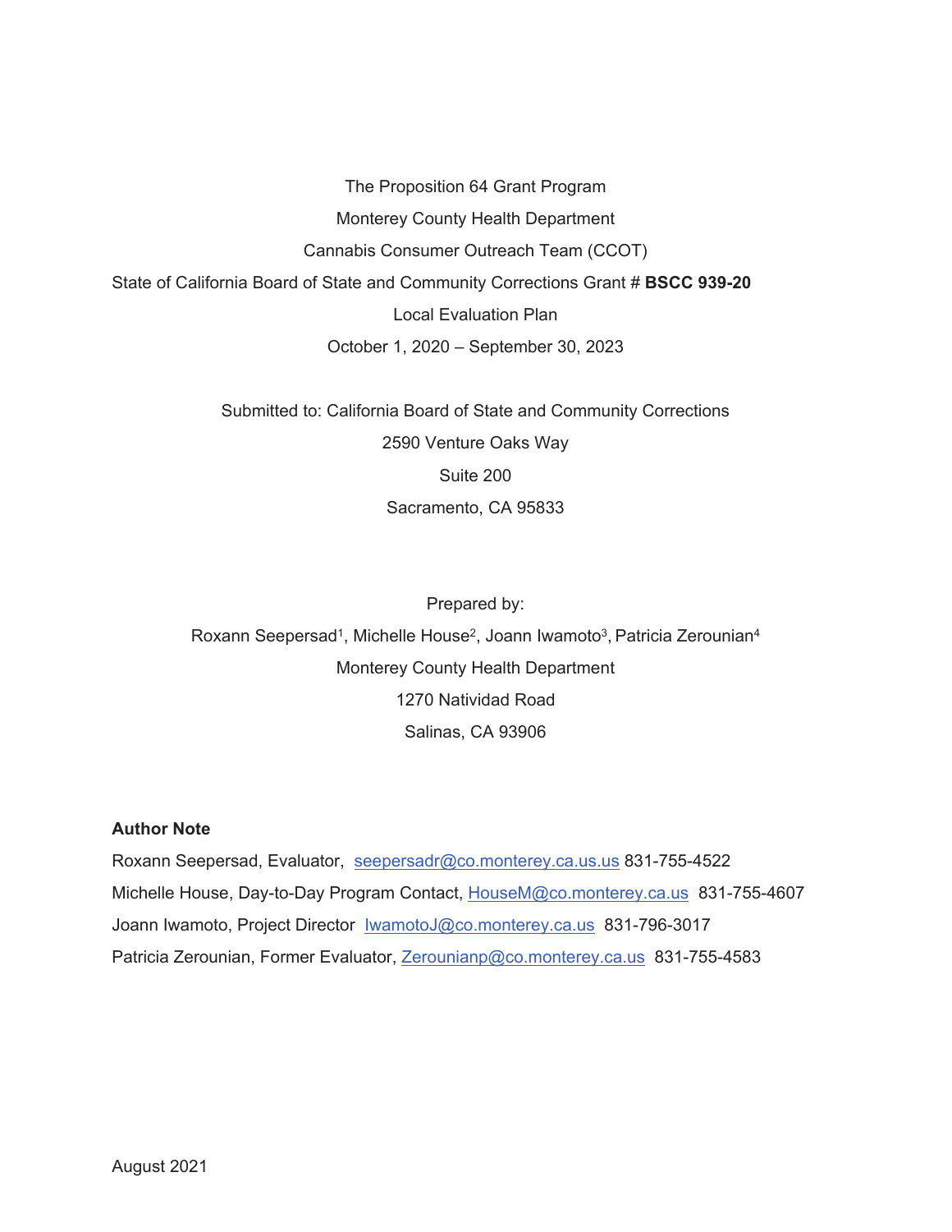The Proposition 64 Grant Program

Monterey County Health Department

Cannabis Consumer Outreach Team (CCOT)

State of California Board of State and Community Corrections Grant # **BSCC 939-20**

Local Evaluation Plan

October 1, 2020 – September 30, 2023

Submitted to: California Board of State and Community Corrections

2590 Venture Oaks Way

Suite 200

Sacramento, CA 95833

Prepared by:

Roxann Seepersad[1], Michelle House[2], Joann Iwamoto[3], Patricia Zerounian[4]

Monterey County Health Department

1270 Natividad Road

Salinas, CA 93906

**Author Note**

Roxann Seepersad, Evaluator, seepersadr@co.monterey.ca.us.us 831-755-4522

Michelle House, Day-to-Day Program Contact, HouseM@co.monterey.ca.us 831-755-4607

Joann Iwamoto, Project Director IwamotoJ@co.monterey.ca.us 831-796-3017

Patricia Zerounian, Former Evaluator, Zerounianp@co.monterey.ca.us 831-755-4583

August 2021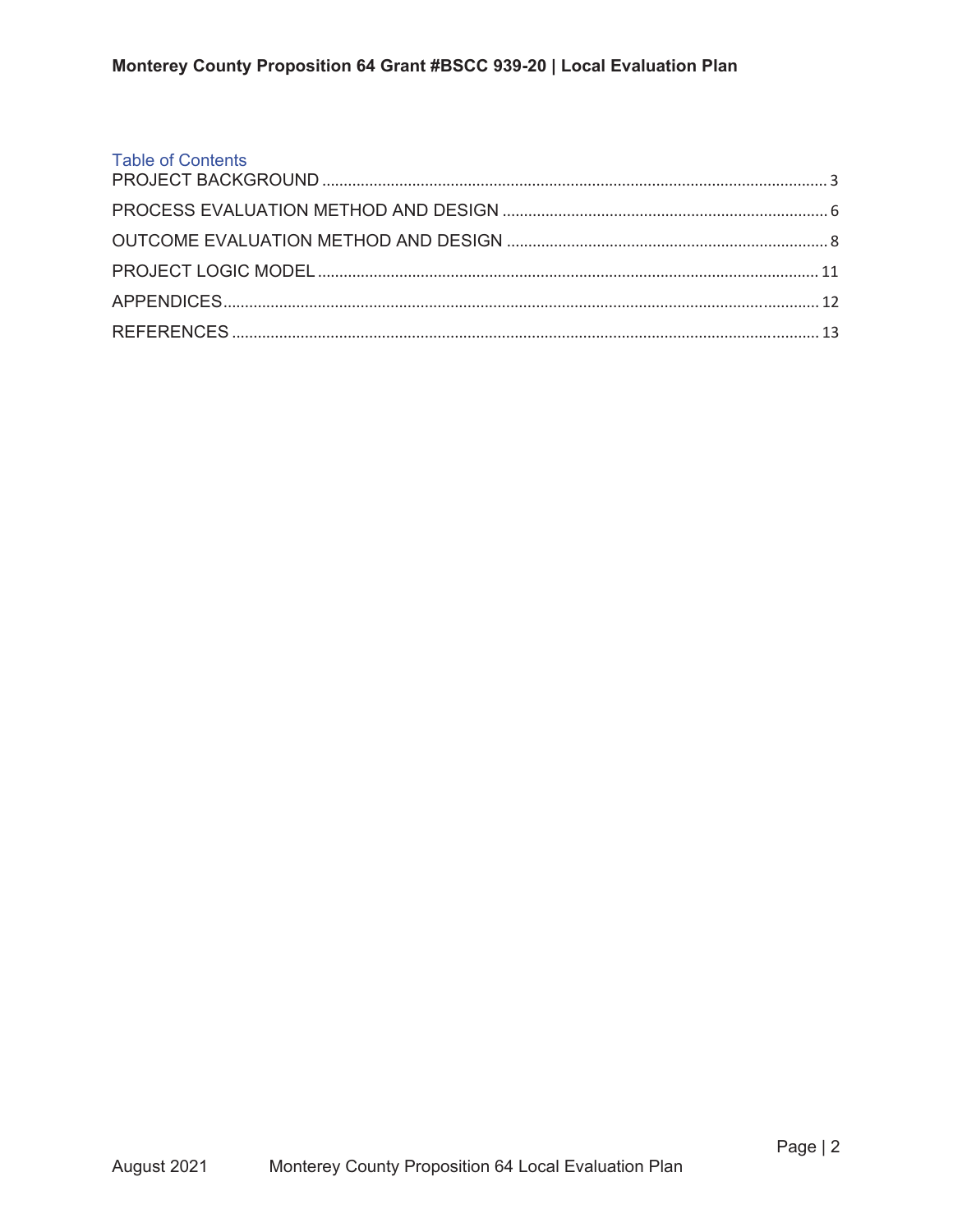## Table of Contents

PROJECT BACKGROUND ........................................................................................................... 3

PROCESS EVALUATION METHOD AND DESIGN ................................................................... 6

OUTCOME EVALUATION METHOD AND DESIGN ................................................................. 8

PROJECT LOGIC MODEL ....................................................................................................... 11

APPENDICES .......................................................................................................................... 12

REFERENCES ........................................................................................................................ 13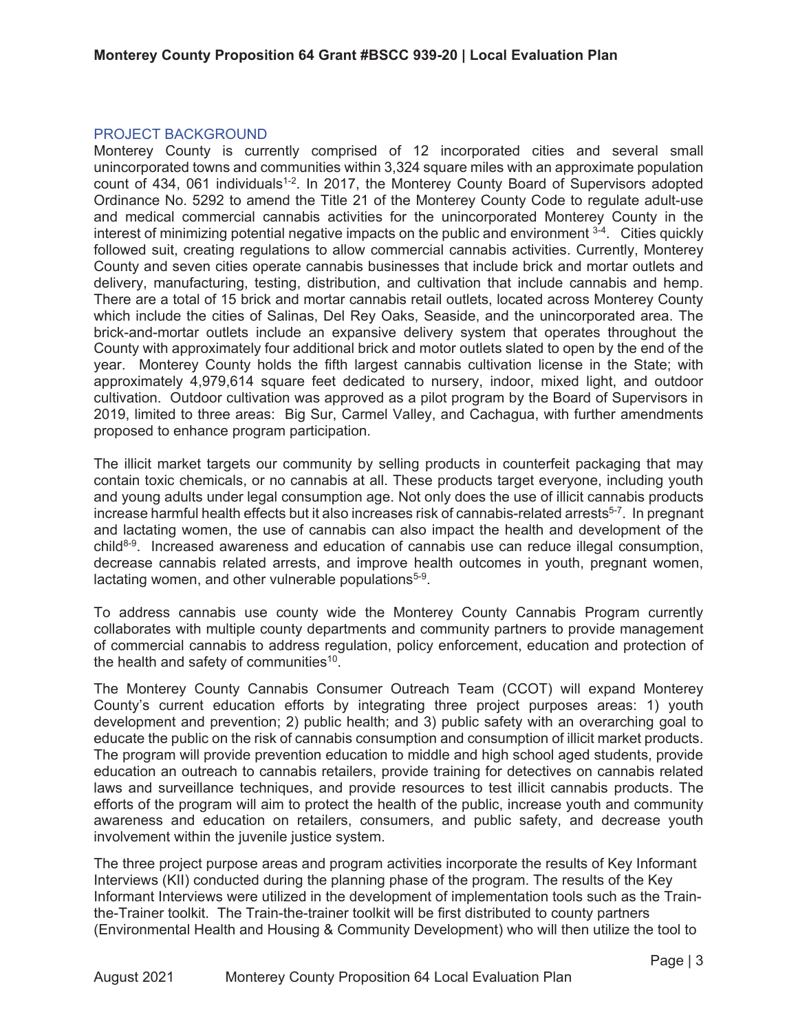## PROJECT BACKGROUND

Monterey County is currently comprised of 12 incorporated cities and several small unincorporated towns and communities within 3,324 square miles with an approximate population count of 434, 061 individuals[1-2]. In 2017, the Monterey County Board of Supervisors adopted Ordinance No. 5292 to amend the Title 21 of the Monterey County Code to regulate adult-use and medical commercial cannabis activities for the unincorporated Monterey County in the interest of minimizing potential negative impacts on the public and environment [3-4]. Cities quickly followed suit, creating regulations to allow commercial cannabis activities. Currently, Monterey County and seven cities operate cannabis businesses that include brick and mortar outlets and delivery, manufacturing, testing, distribution, and cultivation that include cannabis and hemp. There are a total of 15 brick and mortar cannabis retail outlets, located across Monterey County which include the cities of Salinas, Del Rey Oaks, Seaside, and the unincorporated area. The brick-and-mortar outlets include an expansive delivery system that operates throughout the County with approximately four additional brick and motor outlets slated to open by the end of the year. Monterey County holds the fifth largest cannabis cultivation license in the State; with approximately 4,979,614 square feet dedicated to nursery, indoor, mixed light, and outdoor cultivation. Outdoor cultivation was approved as a pilot program by the Board of Supervisors in 2019, limited to three areas: Big Sur, Carmel Valley, and Cachagua, with further amendments proposed to enhance program participation.

The illicit market targets our community by selling products in counterfeit packaging that may contain toxic chemicals, or no cannabis at all. These products target everyone, including youth and young adults under legal consumption age. Not only does the use of illicit cannabis products increase harmful health effects but it also increases risk of cannabis-related arrests[5-7]. In pregnant and lactating women, the use of cannabis can also impact the health and development of the child[8-9]. Increased awareness and education of cannabis use can reduce illegal consumption, decrease cannabis related arrests, and improve health outcomes in youth, pregnant women, lactating women, and other vulnerable populations[5-9].

To address cannabis use county wide the Monterey County Cannabis Program currently collaborates with multiple county departments and community partners to provide management of commercial cannabis to address regulation, policy enforcement, education and protection of the health and safety of communities[10].

The Monterey County Cannabis Consumer Outreach Team (CCOT) will expand Monterey County's current education efforts by integrating three project purposes areas: 1) youth development and prevention; 2) public health; and 3) public safety with an overarching goal to educate the public on the risk of cannabis consumption and consumption of illicit market products. The program will provide prevention education to middle and high school aged students, provide education an outreach to cannabis retailers, provide training for detectives on cannabis related laws and surveillance techniques, and provide resources to test illicit cannabis products. The efforts of the program will aim to protect the health of the public, increase youth and community awareness and education on retailers, consumers, and public safety, and decrease youth involvement within the juvenile justice system.

The three project purpose areas and program activities incorporate the results of Key Informant Interviews (KII) conducted during the planning phase of the program. The results of the Key Informant Interviews were utilized in the development of implementation tools such as the Train-the-Trainer toolkit. The Train-the-trainer toolkit will be first distributed to county partners (Environmental Health and Housing & Community Development) who will then utilize the tool to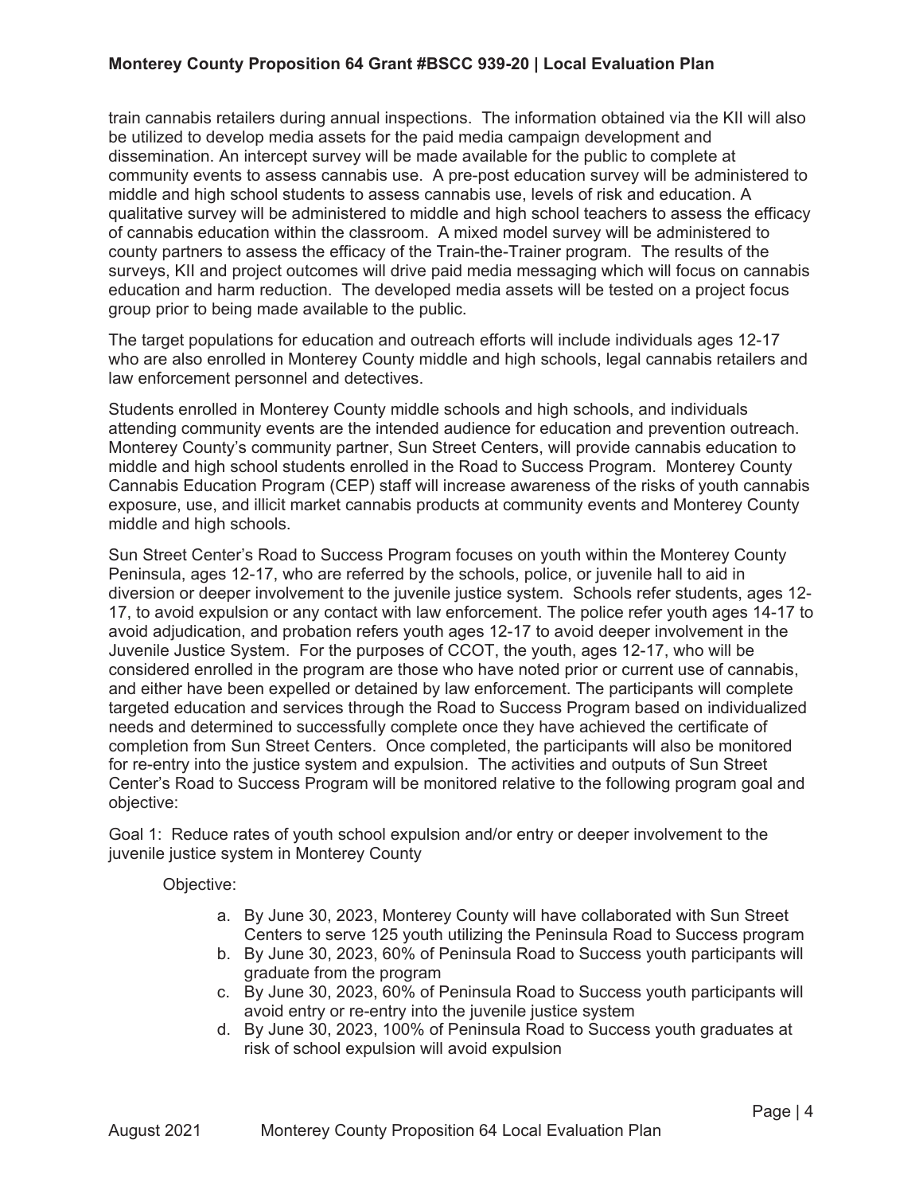train cannabis retailers during annual inspections. The information obtained via the KII will also be utilized to develop media assets for the paid media campaign development and dissemination. An intercept survey will be made available for the public to complete at community events to assess cannabis use. A pre-post education survey will be administered to middle and high school students to assess cannabis use, levels of risk and education. A qualitative survey will be administered to middle and high school teachers to assess the efficacy of cannabis education within the classroom. A mixed model survey will be administered to county partners to assess the efficacy of the Train-the-Trainer program. The results of the surveys, KII and project outcomes will drive paid media messaging which will focus on cannabis education and harm reduction. The developed media assets will be tested on a project focus group prior to being made available to the public.

The target populations for education and outreach efforts will include individuals ages 12-17 who are also enrolled in Monterey County middle and high schools, legal cannabis retailers and law enforcement personnel and detectives.

Students enrolled in Monterey County middle schools and high schools, and individuals attending community events are the intended audience for education and prevention outreach. Monterey County's community partner, Sun Street Centers, will provide cannabis education to middle and high school students enrolled in the Road to Success Program. Monterey County Cannabis Education Program (CEP) staff will increase awareness of the risks of youth cannabis exposure, use, and illicit market cannabis products at community events and Monterey County middle and high schools.

Sun Street Center's Road to Success Program focuses on youth within the Monterey County Peninsula, ages 12-17, who are referred by the schools, police, or juvenile hall to aid in diversion or deeper involvement to the juvenile justice system. Schools refer students, ages 12-17, to avoid expulsion or any contact with law enforcement. The police refer youth ages 14-17 to avoid adjudication, and probation refers youth ages 12-17 to avoid deeper involvement in the Juvenile Justice System. For the purposes of CCOT, the youth, ages 12-17, who will be considered enrolled in the program are those who have noted prior or current use of cannabis, and either have been expelled or detained by law enforcement. The participants will complete targeted education and services through the Road to Success Program based on individualized needs and determined to successfully complete once they have achieved the certificate of completion from Sun Street Centers. Once completed, the participants will also be monitored for re-entry into the justice system and expulsion. The activities and outputs of Sun Street Center's Road to Success Program will be monitored relative to the following program goal and objective:

Goal 1: Reduce rates of youth school expulsion and/or entry or deeper involvement to the juvenile justice system in Monterey County

Objective:

a. By June 30, 2023, Monterey County will have collaborated with Sun Street Centers to serve 125 youth utilizing the Peninsula Road to Success program
b. By June 30, 2023, 60% of Peninsula Road to Success youth participants will graduate from the program
c. By June 30, 2023, 60% of Peninsula Road to Success youth participants will avoid entry or re-entry into the juvenile justice system
d. By June 30, 2023, 100% of Peninsula Road to Success youth graduates at risk of school expulsion will avoid expulsion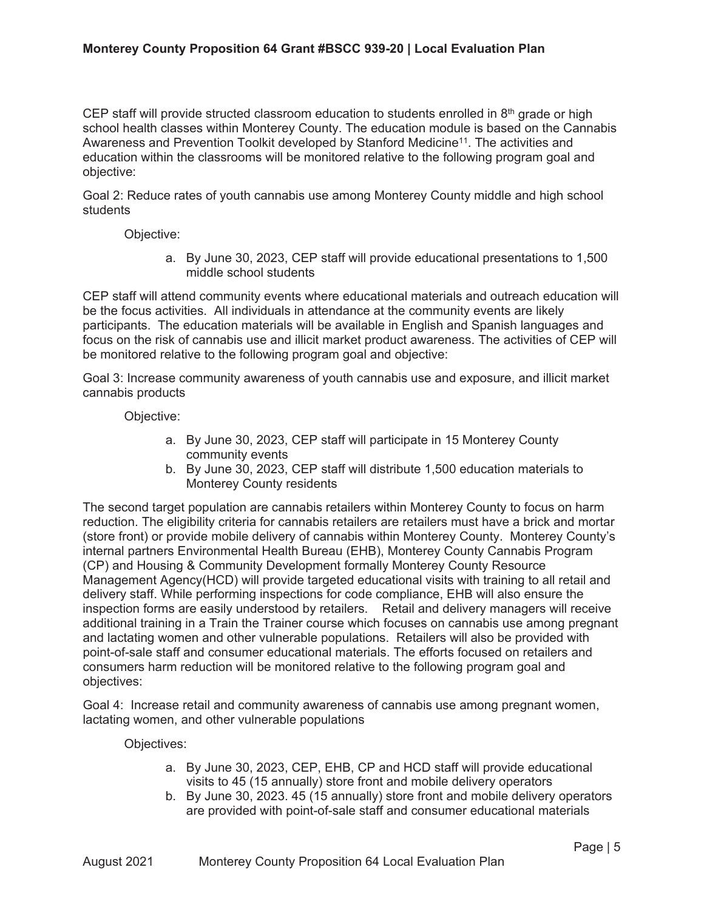CEP staff will provide structed classroom education to students enrolled in 8th grade or high school health classes within Monterey County. The education module is based on the Cannabis Awareness and Prevention Toolkit developed by Stanford Medicine[11]. The activities and education within the classrooms will be monitored relative to the following program goal and objective:

Goal 2: Reduce rates of youth cannabis use among Monterey County middle and high school students

Objective:

a. By June 30, 2023, CEP staff will provide educational presentations to 1,500 middle school students

CEP staff will attend community events where educational materials and outreach education will be the focus activities. All individuals in attendance at the community events are likely participants. The education materials will be available in English and Spanish languages and focus on the risk of cannabis use and illicit market product awareness. The activities of CEP will be monitored relative to the following program goal and objective:

Goal 3: Increase community awareness of youth cannabis use and exposure, and illicit market cannabis products

Objective:

a. By June 30, 2023, CEP staff will participate in 15 Monterey County community events
b. By June 30, 2023, CEP staff will distribute 1,500 education materials to Monterey County residents

The second target population are cannabis retailers within Monterey County to focus on harm reduction. The eligibility criteria for cannabis retailers are retailers must have a brick and mortar (store front) or provide mobile delivery of cannabis within Monterey County. Monterey County's internal partners Environmental Health Bureau (EHB), Monterey County Cannabis Program (CP) and Housing & Community Development formally Monterey County Resource Management Agency(HCD) will provide targeted educational visits with training to all retail and delivery staff. While performing inspections for code compliance, EHB will also ensure the inspection forms are easily understood by retailers. Retail and delivery managers will receive additional training in a Train the Trainer course which focuses on cannabis use among pregnant and lactating women and other vulnerable populations. Retailers will also be provided with point-of-sale staff and consumer educational materials. The efforts focused on retailers and consumers harm reduction will be monitored relative to the following program goal and objectives:

Goal 4: Increase retail and community awareness of cannabis use among pregnant women, lactating women, and other vulnerable populations

Objectives:

a. By June 30, 2023, CEP, EHB, CP and HCD staff will provide educational visits to 45 (15 annually) store front and mobile delivery operators
b. By June 30, 2023. 45 (15 annually) store front and mobile delivery operators are provided with point-of-sale staff and consumer educational materials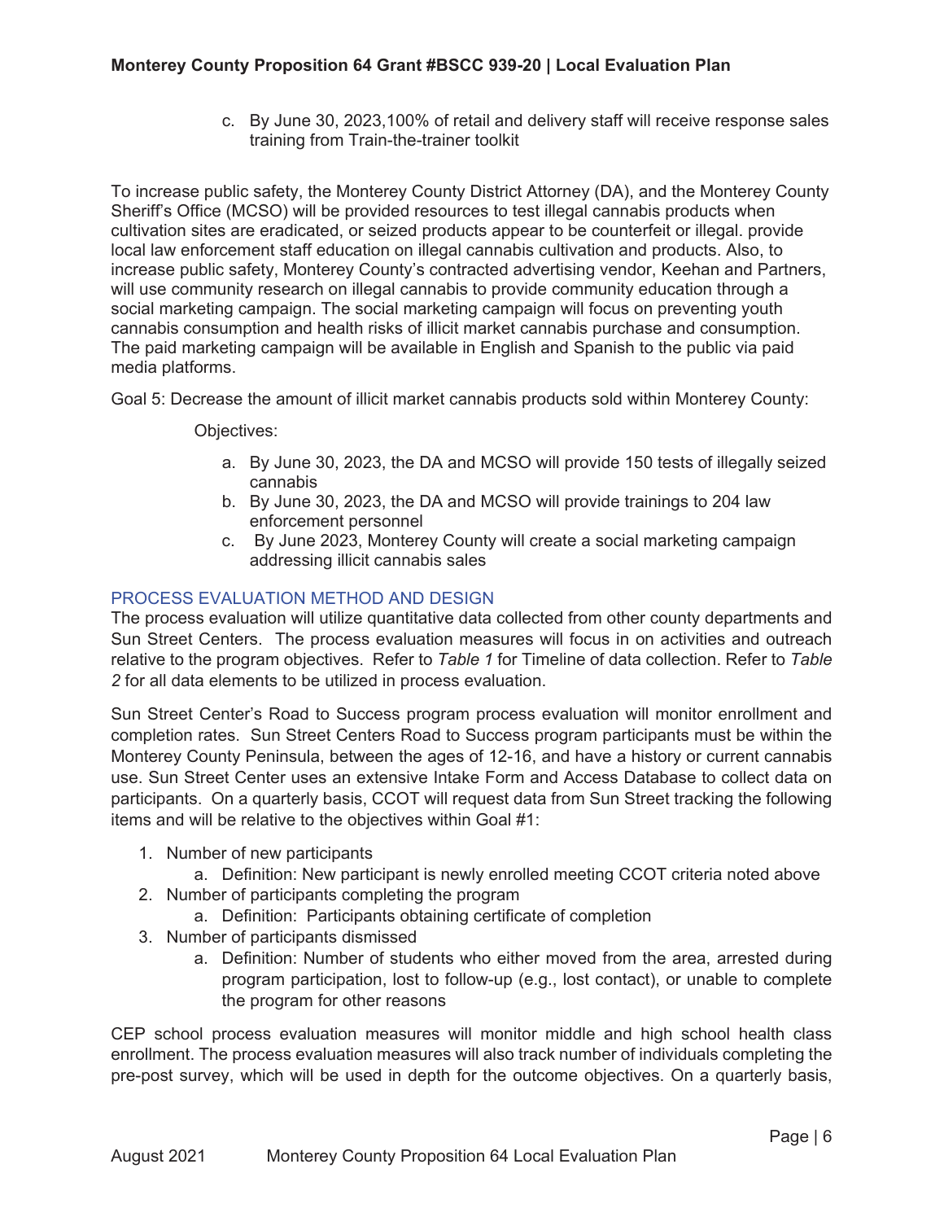c. By June 30, 2023,100% of retail and delivery staff will receive response sales training from Train-the-trainer toolkit

To increase public safety, the Monterey County District Attorney (DA), and the Monterey County Sheriff's Office (MCSO) will be provided resources to test illegal cannabis products when cultivation sites are eradicated, or seized products appear to be counterfeit or illegal. provide local law enforcement staff education on illegal cannabis cultivation and products. Also, to increase public safety, Monterey County's contracted advertising vendor, Keehan and Partners, will use community research on illegal cannabis to provide community education through a social marketing campaign. The social marketing campaign will focus on preventing youth cannabis consumption and health risks of illicit market cannabis purchase and consumption. The paid marketing campaign will be available in English and Spanish to the public via paid media platforms.

Goal 5: Decrease the amount of illicit market cannabis products sold within Monterey County:

Objectives:

a. By June 30, 2023, the DA and MCSO will provide 150 tests of illegally seized cannabis
b. By June 30, 2023, the DA and MCSO will provide trainings to 204 law enforcement personnel
c. By June 2023, Monterey County will create a social marketing campaign addressing illicit cannabis sales

## PROCESS EVALUATION METHOD AND DESIGN

The process evaluation will utilize quantitative data collected from other county departments and Sun Street Centers. The process evaluation measures will focus in on activities and outreach relative to the program objectives. Refer to *Table 1* for Timeline of data collection. Refer to *Table 2* for all data elements to be utilized in process evaluation.

Sun Street Center's Road to Success program process evaluation will monitor enrollment and completion rates. Sun Street Centers Road to Success program participants must be within the Monterey County Peninsula, between the ages of 12-16, and have a history or current cannabis use. Sun Street Center uses an extensive Intake Form and Access Database to collect data on participants. On a quarterly basis, CCOT will request data from Sun Street tracking the following items and will be relative to the objectives within Goal #1:

1. Number of new participants
   a. Definition: New participant is newly enrolled meeting CCOT criteria noted above
2. Number of participants completing the program
   a. Definition: Participants obtaining certificate of completion
3. Number of participants dismissed
   a. Definition: Number of students who either moved from the area, arrested during program participation, lost to follow-up (e.g., lost contact), or unable to complete the program for other reasons

CEP school process evaluation measures will monitor middle and high school health class enrollment. The process evaluation measures will also track number of individuals completing the pre-post survey, which will be used in depth for the outcome objectives. On a quarterly basis,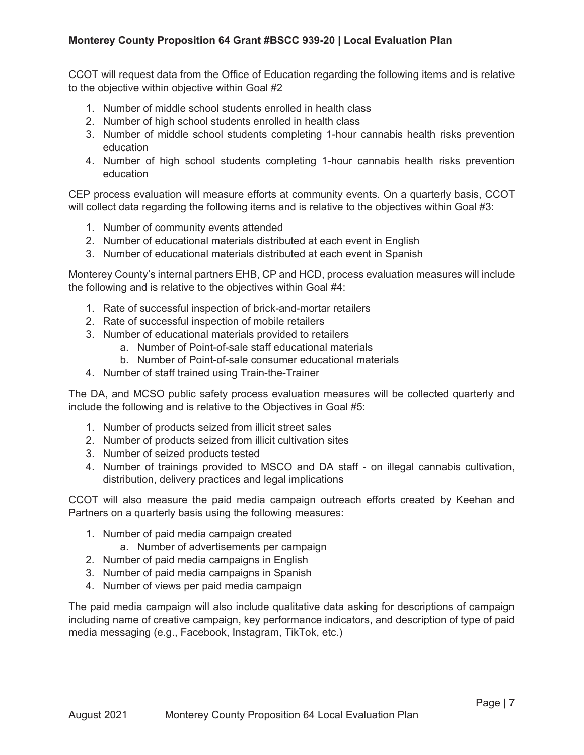CCOT will request data from the Office of Education regarding the following items and is relative to the objective within objective within Goal #2

1. Number of middle school students enrolled in health class
2. Number of high school students enrolled in health class
3. Number of middle school students completing 1-hour cannabis health risks prevention education
4. Number of high school students completing 1-hour cannabis health risks prevention education

CEP process evaluation will measure efforts at community events. On a quarterly basis, CCOT will collect data regarding the following items and is relative to the objectives within Goal #3:

1. Number of community events attended
2. Number of educational materials distributed at each event in English
3. Number of educational materials distributed at each event in Spanish

Monterey County's internal partners EHB, CP and HCD, process evaluation measures will include the following and is relative to the objectives within Goal #4:

1. Rate of successful inspection of brick-and-mortar retailers
2. Rate of successful inspection of mobile retailers
3. Number of educational materials provided to retailers
    a. Number of Point-of-sale staff educational materials
    b. Number of Point-of-sale consumer educational materials
4. Number of staff trained using Train-the-Trainer

The DA, and MCSO public safety process evaluation measures will be collected quarterly and include the following and is relative to the Objectives in Goal #5:

1. Number of products seized from illicit street sales
2. Number of products seized from illicit cultivation sites
3. Number of seized products tested
4. Number of trainings provided to MSCO and DA staff - on illegal cannabis cultivation, distribution, delivery practices and legal implications

CCOT will also measure the paid media campaign outreach efforts created by Keehan and Partners on a quarterly basis using the following measures:

1. Number of paid media campaign created
    a. Number of advertisements per campaign
2. Number of paid media campaigns in English
3. Number of paid media campaigns in Spanish
4. Number of views per paid media campaign

The paid media campaign will also include qualitative data asking for descriptions of campaign including name of creative campaign, key performance indicators, and description of type of paid media messaging (e.g., Facebook, Instagram, TikTok, etc.)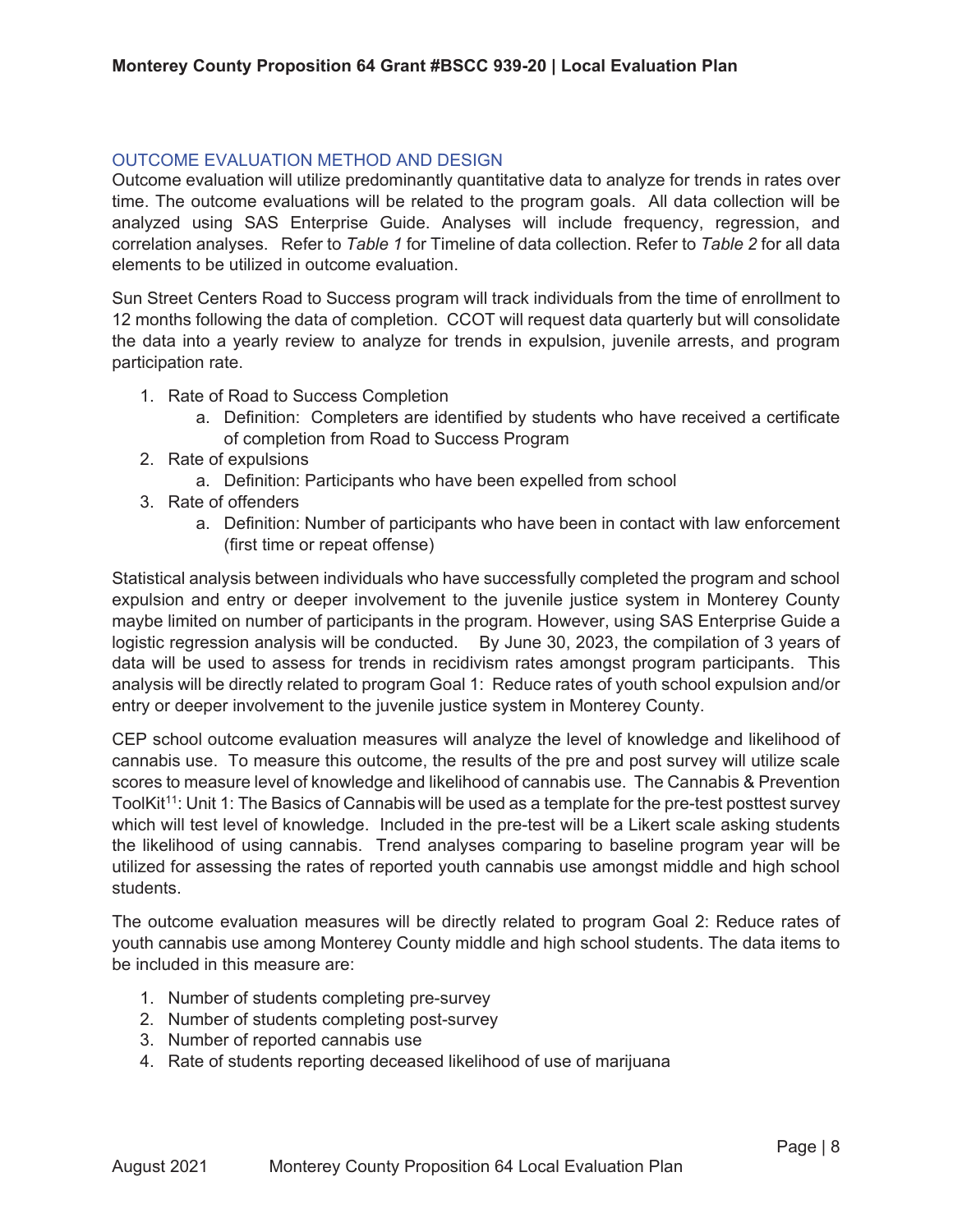## OUTCOME EVALUATION METHOD AND DESIGN

Outcome evaluation will utilize predominantly quantitative data to analyze for trends in rates over time. The outcome evaluations will be related to the program goals. All data collection will be analyzed using SAS Enterprise Guide. Analyses will include frequency, regression, and correlation analyses. Refer to *Table 1* for Timeline of data collection. Refer to *Table 2* for all data elements to be utilized in outcome evaluation.

Sun Street Centers Road to Success program will track individuals from the time of enrollment to 12 months following the data of completion. CCOT will request data quarterly but will consolidate the data into a yearly review to analyze for trends in expulsion, juvenile arrests, and program participation rate.

1. Rate of Road to Success Completion
   a. Definition: Completers are identified by students who have received a certificate of completion from Road to Success Program
2. Rate of expulsions
   a. Definition: Participants who have been expelled from school
3. Rate of offenders
   a. Definition: Number of participants who have been in contact with law enforcement (first time or repeat offense)

Statistical analysis between individuals who have successfully completed the program and school expulsion and entry or deeper involvement to the juvenile justice system in Monterey County maybe limited on number of participants in the program. However, using SAS Enterprise Guide a logistic regression analysis will be conducted. By June 30, 2023, the compilation of 3 years of data will be used to assess for trends in recidivism rates amongst program participants. This analysis will be directly related to program Goal 1: Reduce rates of youth school expulsion and/or entry or deeper involvement to the juvenile justice system in Monterey County.

CEP school outcome evaluation measures will analyze the level of knowledge and likelihood of cannabis use. To measure this outcome, the results of the pre and post survey will utilize scale scores to measure level of knowledge and likelihood of cannabis use. The Cannabis & Prevention ToolKit[11]: Unit 1: The Basics of Cannabis will be used as a template for the pre-test posttest survey which will test level of knowledge. Included in the pre-test will be a Likert scale asking students the likelihood of using cannabis. Trend analyses comparing to baseline program year will be utilized for assessing the rates of reported youth cannabis use amongst middle and high school students.

The outcome evaluation measures will be directly related to program Goal 2: Reduce rates of youth cannabis use among Monterey County middle and high school students. The data items to be included in this measure are:

1. Number of students completing pre-survey
2. Number of students completing post-survey
3. Number of reported cannabis use
4. Rate of students reporting deceased likelihood of use of marijuana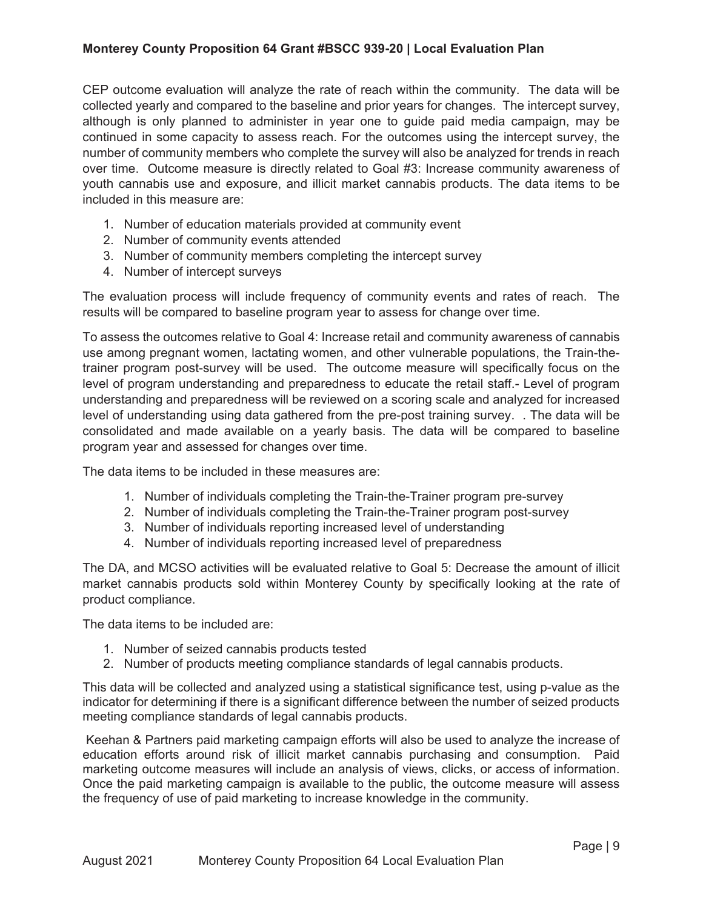CEP outcome evaluation will analyze the rate of reach within the community. The data will be collected yearly and compared to the baseline and prior years for changes. The intercept survey, although is only planned to administer in year one to guide paid media campaign, may be continued in some capacity to assess reach. For the outcomes using the intercept survey, the number of community members who complete the survey will also be analyzed for trends in reach over time. Outcome measure is directly related to Goal #3: Increase community awareness of youth cannabis use and exposure, and illicit market cannabis products. The data items to be included in this measure are:

1. Number of education materials provided at community event
2. Number of community events attended
3. Number of community members completing the intercept survey
4. Number of intercept surveys

The evaluation process will include frequency of community events and rates of reach. The results will be compared to baseline program year to assess for change over time.

To assess the outcomes relative to Goal 4: Increase retail and community awareness of cannabis use among pregnant women, lactating women, and other vulnerable populations, the Train-the-trainer program post-survey will be used. The outcome measure will specifically focus on the level of program understanding and preparedness to educate the retail staff.- Level of program understanding and preparedness will be reviewed on a scoring scale and analyzed for increased level of understanding using data gathered from the pre-post training survey. . The data will be consolidated and made available on a yearly basis. The data will be compared to baseline program year and assessed for changes over time.

The data items to be included in these measures are:

1. Number of individuals completing the Train-the-Trainer program pre-survey
2. Number of individuals completing the Train-the-Trainer program post-survey
3. Number of individuals reporting increased level of understanding
4. Number of individuals reporting increased level of preparedness

The DA, and MCSO activities will be evaluated relative to Goal 5: Decrease the amount of illicit market cannabis products sold within Monterey County by specifically looking at the rate of product compliance.

The data items to be included are:

1. Number of seized cannabis products tested
2. Number of products meeting compliance standards of legal cannabis products.

This data will be collected and analyzed using a statistical significance test, using p-value as the indicator for determining if there is a significant difference between the number of seized products meeting compliance standards of legal cannabis products.

Keehan & Partners paid marketing campaign efforts will also be used to analyze the increase of education efforts around risk of illicit market cannabis purchasing and consumption. Paid marketing outcome measures will include an analysis of views, clicks, or access of information. Once the paid marketing campaign is available to the public, the outcome measure will assess the frequency of use of paid marketing to increase knowledge in the community.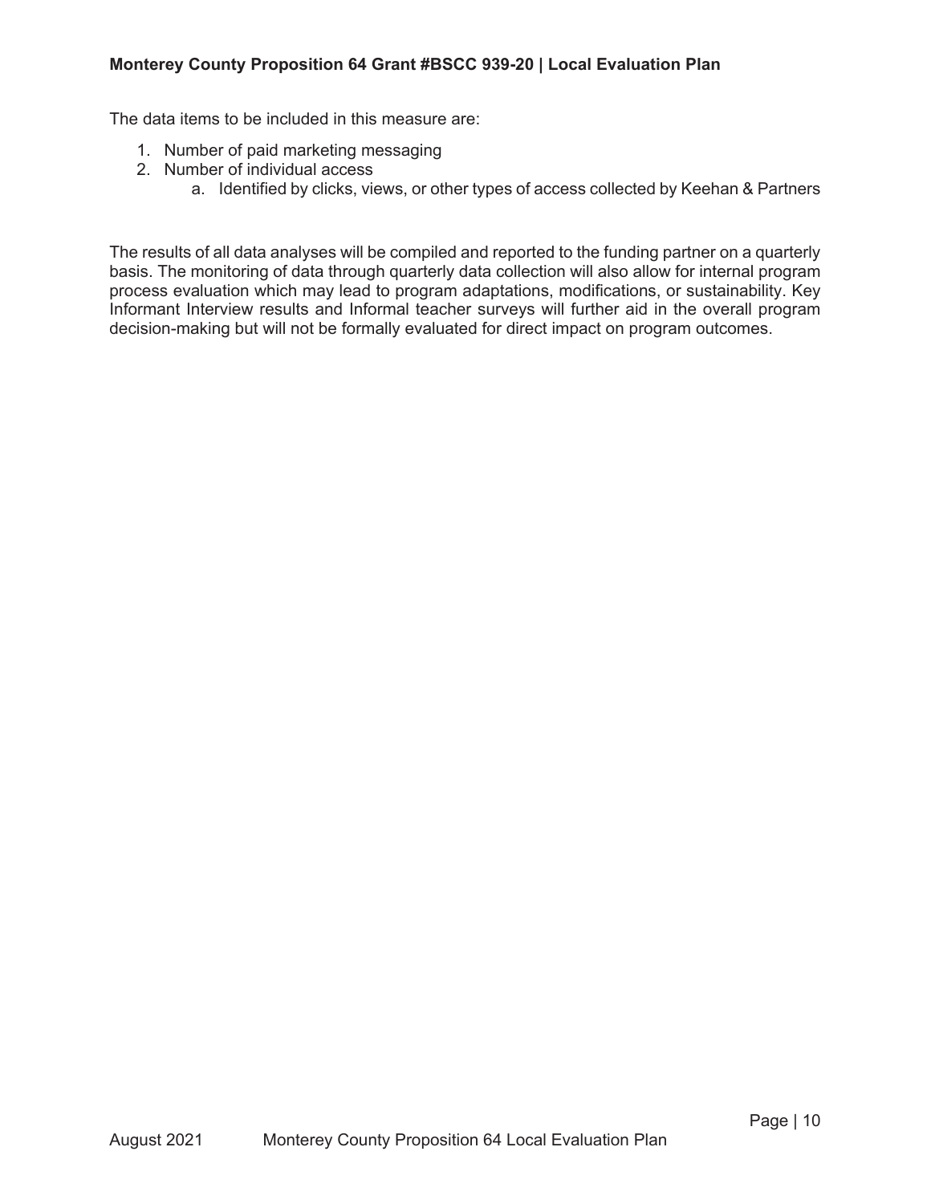The data items to be included in this measure are:

1. Number of paid marketing messaging
2. Number of individual access
   a. Identified by clicks, views, or other types of access collected by Keehan & Partners

The results of all data analyses will be compiled and reported to the funding partner on a quarterly basis. The monitoring of data through quarterly data collection will also allow for internal program process evaluation which may lead to program adaptations, modifications, or sustainability. Key Informant Interview results and Informal teacher surveys will further aid in the overall program decision-making but will not be formally evaluated for direct impact on program outcomes.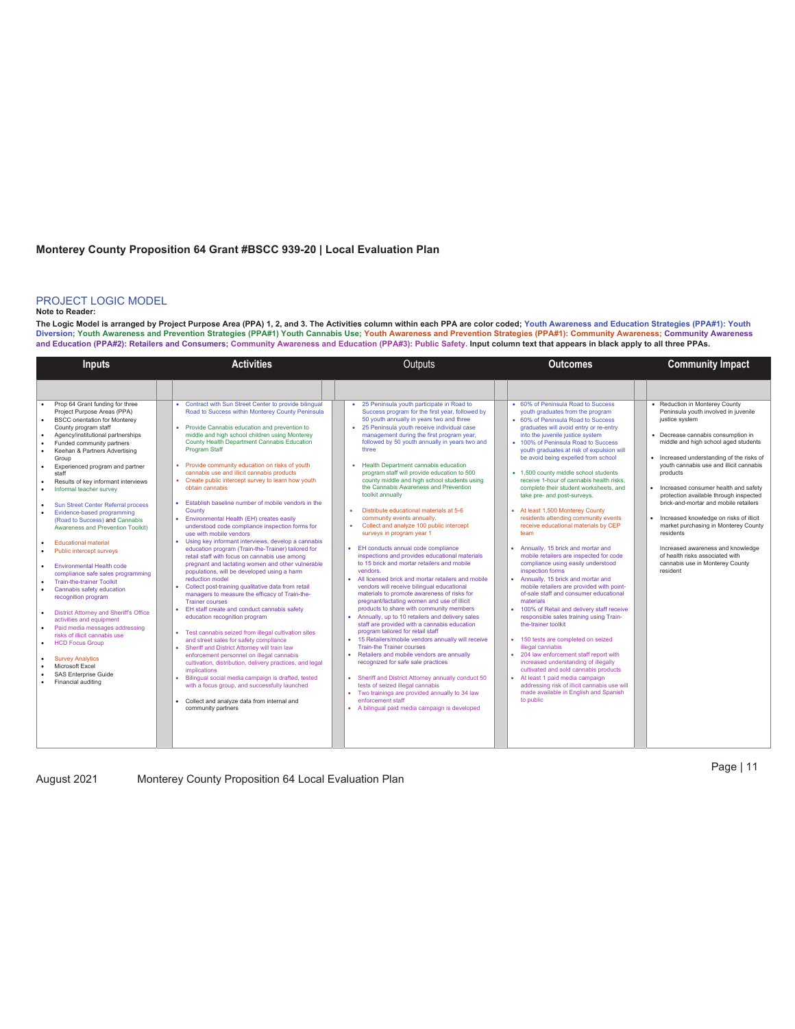## PROJECT LOGIC MODEL

**Note to Reader:**

**The Logic Model is arranged by Project Purpose Area (PPA) 1, 2, and 3. The Activities column within each PPA are color coded; Youth Awareness and Education Strategies (PPA#1): Youth Diversion; Youth Awareness and Prevention Strategies (PPA#1) Youth Cannabis Use; Youth Awareness and Prevention Strategies (PPA#1): Community Awareness; Community Awareness and Education (PPA#2): Retailers and Consumers; Community Awareness and Education (PPA#3): Public Safety. Input column text that appears in black apply to all three PPAs.**

| Inputs | Activities | Outputs | Outcomes | Community Impact |
|---|---|---|---|---|
| • Prop 64 Grant funding for three Project Purpose Areas (PPA)<br>• BSCC orientation for Monterey County program staff<br>• Agency/institutional partnerships<br>• Funded community partners<br>• Keehan & Partners Advertising Group<br>• Experienced program and partner staff<br>• Results of key informant interviews<br>• Informal teacher survey<br><br>• Sun Street Center Referral process<br>• Evidence-based programming (Road to Success) and Cannabis Awareness and Prevention Toolkit)<br><br>• Educational material<br>• Public intercept surveys<br><br>• Environmental Health code compliance safe sales programming<br>• Train-the-trainer Toolkit<br>• Cannabis safety education recognition program<br><br>• District Attorney and Sheriff's Office activities and equipment<br>• Paid media messages addressing risks of illicit cannabis use<br>• HCD Focus Group<br><br>• Survey Analytics<br>• Microsoft Excel<br>• SAS Enterprise Guide<br>• Financial auditing | • Contract with Sun Street Center to provide bilingual Road to Success within Monterey County Peninsula<br><br>• Provide Cannabis education and prevention to middle and high school children using Monterey County Health Department Cannabis Education Program Staff<br><br>• Provide community education on risks of youth cannabis use and illicit cannabis products<br>• Create public intercept survey to learn how youth obtain cannabis<br><br>• Establish baseline number of mobile vendors in the County<br>• Environmental Health (EH) creates easily understood code compliance inspection forms for use with mobile vendors<br>• Using key informant interviews, develop a cannabis education program (Train-the-Trainer) tailored for retail staff with focus on cannabis use among pregnant and lactating women and other vulnerable populations, will be developed using a harm reduction model<br>• Collect post-training qualitative data from retail managers to measure the efficacy of Train-the-Trainer courses<br>• EH staff create and conduct cannabis safety education recognition program<br><br>• Test cannabis seized from illegal cultivation sites and street sales for safety compliance<br>• Sheriff and District Attorney will train law enforcement personnel on illegal cannabis cultivation, distribution, delivery practices, and legal implications<br>• Bilingual social media campaign is drafted, tested with a focus group, and successfully launched<br><br>• Collect and analyze data from internal and community partners | • 25 Peninsula youth participate in Road to Success program for the first year, followed by 50 youth annually in years two and three<br>• 25 Peninsula youth receive individual case management during the first program year, followed by 50 youth annually in years two and three<br><br>• Health Department cannabis education program staff will provide education to 500 county middle and high school students using the Cannabis Awareness and Prevention toolkit annually<br><br>• Distribute educational materials at 5-6 community events annually.<br>• Collect and analyze 100 public intercept surveys in program year 1<br><br>• EH conducts annual code compliance inspections and provides educational materials to 15 brick and mortar retailers and mobile vendors.<br>• All licensed brick and mortar retailers and mobile vendors will receive bilingual educational materials to promote awareness of risks for pregnant/lactating women and use of illicit products to share with community members<br>• Annually, up to 10 retailers and delivery sales staff are provided with a cannabis education program tailored for retail staff<br>• 15 Retailers/mobile vendors annually will receive Train-the Trainer courses<br>• Retailers and mobile vendors are annually recognized for safe sale practices<br><br>• Sheriff and District Attorney annually conduct 50 tests of seized illegal cannabis<br>• Two trainings are provided annually to 34 law enforcement staff<br>• A bilingual paid media campaign is developed | • 60% of Peninsula Road to Success youth graduates from the program<br>• 60% of Peninsula Road to Success graduates will avoid entry or re-entry into the juvenile justice system<br>• 100% of Peninsula Road to Success youth graduates at risk of expulsion will be avoid being expelled from school<br><br>• 1,500 county middle school students receive 1-hour of cannabis health risks, complete their student worksheets, and take pre- and post-surveys.<br><br>• At least 1,500 Monterey County residents attending community events receive educational materials by CEP team<br><br>• Annually, 15 brick and mortar and mobile retailers are inspected for code compliance using easily understood inspection forms<br>• Annually, 15 brick and mortar and mobile retailers are provided with point-of-sale staff and consumer educational materials<br>• 100% of Retail and delivery staff receive responsible sales training using Train-the-trainer toolkit<br><br>• 150 tests are completed on seized illegal cannabis<br>• 204 law enforcement staff report with increased understanding of illegally cultivated and sold cannabis products<br>• At least 1 paid media campaign addressing risk of illicit cannabis use will made available in English and Spanish to public | • Reduction in Monterey County Peninsula youth involved in juvenile justice system<br><br>• Decrease cannabis consumption in middle and high school aged students<br><br>• Increased understanding of the risks of youth cannabis use and illicit cannabis products<br><br>• Increased consumer health and safety protection available through inspected brick-and-mortar and mobile retailers<br><br>• Increased knowledge on risks of illicit market purchasing in Monterey County residents<br><br>Increased awareness and knowledge of health risks associated with cannabis use in Monterey County resident |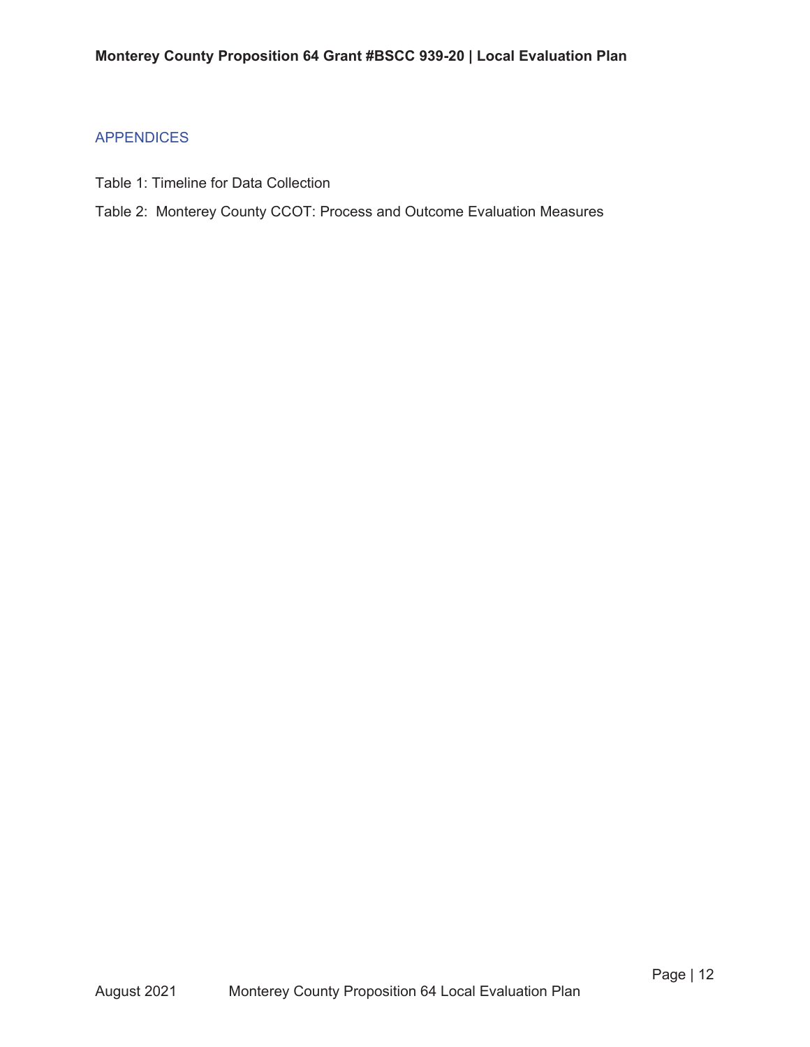## APPENDICES

Table 1: Timeline for Data Collection

Table 2: Monterey County CCOT: Process and Outcome Evaluation Measures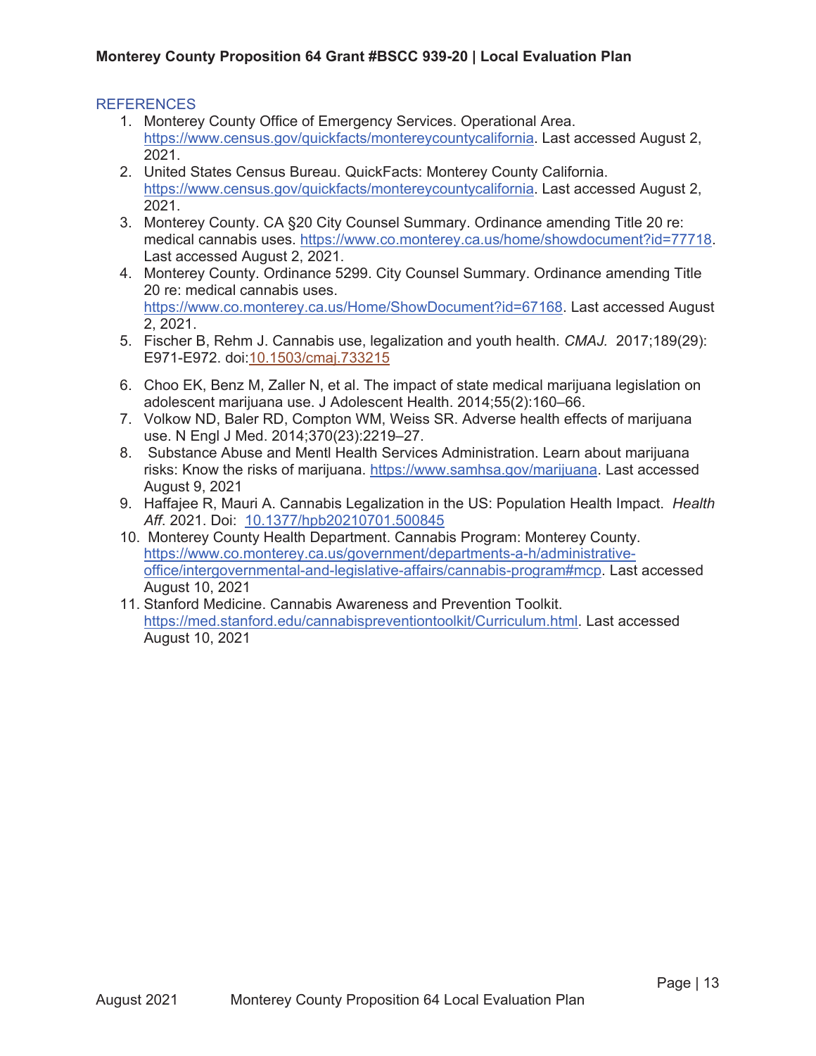## REFERENCES

1. Monterey County Office of Emergency Services. Operational Area. https://www.census.gov/quickfacts/montereycountycalifornia. Last accessed August 2, 2021.
2. United States Census Bureau. QuickFacts: Monterey County California. https://www.census.gov/quickfacts/montereycountycalifornia. Last accessed August 2, 2021.
3. Monterey County. CA §20 City Counsel Summary. Ordinance amending Title 20 re: medical cannabis uses. https://www.co.monterey.ca.us/home/showdocument?id=77718. Last accessed August 2, 2021.
4. Monterey County. Ordinance 5299. City Counsel Summary. Ordinance amending Title 20 re: medical cannabis uses. https://www.co.monterey.ca.us/Home/ShowDocument?id=67168. Last accessed August 2, 2021.
5. Fischer B, Rehm J. Cannabis use, legalization and youth health. *CMAJ.* 2017;189(29): E971-E972. doi:10.1503/cmaj.733215
6. Choo EK, Benz M, Zaller N, et al. The impact of state medical marijuana legislation on adolescent marijuana use. J Adolescent Health. 2014;55(2):160–66.
7. Volkow ND, Baler RD, Compton WM, Weiss SR. Adverse health effects of marijuana use. N Engl J Med. 2014;370(23):2219–27.
8. Substance Abuse and Mentl Health Services Administration. Learn about marijuana risks: Know the risks of marijuana. https://www.samhsa.gov/marijuana. Last accessed August 9, 2021
9. Haffajee R, Mauri A. Cannabis Legalization in the US: Population Health Impact. *Health Aff*. 2021. Doi: 10.1377/hpb20210701.500845
10. Monterey County Health Department. Cannabis Program: Monterey County. https://www.co.monterey.ca.us/government/departments-a-h/administrative-office/intergovernmental-and-legislative-affairs/cannabis-program#mcp. Last accessed August 10, 2021
11. Stanford Medicine. Cannabis Awareness and Prevention Toolkit. https://med.stanford.edu/cannabispreventiontoolkit/Curriculum.html. Last accessed August 10, 2021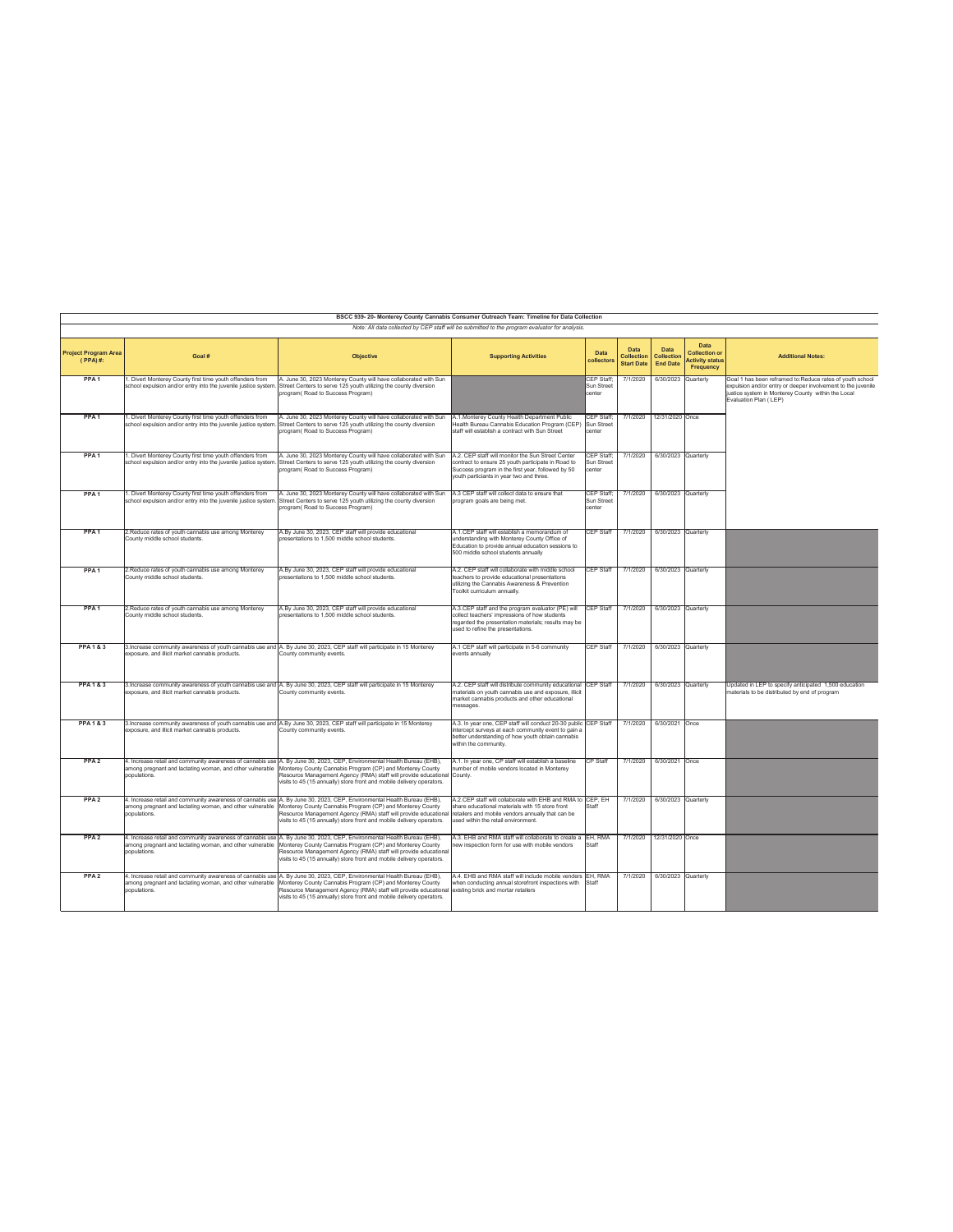**BSCC 939- 20- Monterey County Cannabis Consumer Outreach Team: Timeline for Data Collection**

*Note: All data collected by CEP staff will be submitted to the program evaluator for analysis.*

| Project Program Area ( PPA) #: | Goal # | Objective | Supporting Activities | Data collectors | Data Collection Start Date | Data Collection End Date | Data Collection or Activity status Frequency | Additional Notes: |
|---|---|---|---|---|---|---|---|---|
| PPA 1 | 1. Divert Monterey County first time youth offenders from school expulsion and/or entry into the juvenile justice system. | A. June 30, 2023 Monterey County will have collaborated with Sun Street Centers to serve 125 youth utilizing the county diversion program( Road to Success Program) | | CEP Staff; Sun Street center | 7/1/2020 | 6/30/2023 | Quarterly | Goal 1 has been reframed to:Reduce rates of youth school expulsion and/or entry or deeper involvement to the juvenile justice system in Monterey County within the Local Evaluation Plan ( LEP) |
| PPA 1 | 1. Divert Monterey County first time youth offenders from school expulsion and/or entry into the juvenile justice system. | A. June 30, 2023 Monterey County will have collaborated with Sun Street Centers to serve 125 youth utilizing the county diversion program( Road to Success Program) | A.1.Monterey County Health Department Public Health Bureau Cannabis Education Program (CEP) staff will establish a contract with Sun Street | CEP Staff; Sun Street center | 7/1/2020 | 12/31/2020 | Once | |
| PPA 1 | 1. Divert Monterey County first time youth offenders from school expulsion and/or entry into the juvenile justice system. | A. June 30, 2023 Monterey County will have collaborated with Sun Street Centers to serve 125 youth utilizing the county diversion program( Road to Success Program) | A.2. CEP staff will monitor the Sun Street Center contract to ensure 25 youth participate in Road to Success program in the first year, followed by 50 youth particiants in year two and three. | CEP Staff; Sun Street center | 7/1/2020 | 6/30/2023 | Quarterly | |
| PPA 1 | 1. Divert Monterey County first time youth offenders from school expulsion and/or entry into the juvenile justice system. | A. June 30, 2023 Monterey County will have collaborated with Sun Street Centers to serve 125 youth utilizing the county diversion program( Road to Success Program) | A.3 CEP staff will collect data to ensure that program goals are being met. | CEP Staff; Sun Street center | 7/1/2020 | 6/30/2023 | Quarterly | |
| PPA 1 | 2.Reduce rates of youth cannabis use among Monterey County middle school students. | A.By June 30, 2023, CEP staff will provide educational presentations to 1,500 middle school students. | A.1.CEP staff will establish a memorandum of understanding with Monterey County Office of Education to provide annual education sessions to 500 middle school students annually | CEP Staff | 7/1/2020 | 6/30/2023 | Quarterly | |
| PPA 1 | 2.Reduce rates of youth cannabis use among Monterey County middle school students. | A.By June 30, 2023, CEP staff will provide educational presentations to 1,500 middle school students. | A.2. CEP staff will collaborate with middle school teachers to provide educational presentations utilizing the Cannabis Awareness & Prevention Toolkit curriculum annually. | CEP Staff | 7/1/2020 | 6/30/2023 | Quarterly | |
| PPA 1 | 2.Reduce rates of youth cannabis use among Monterey County middle school students. | A.By June 30, 2023, CEP staff will provide educational presentations to 1,500 middle school students. | A.3.CEP staff and the program evaluator (PE) will collect teachers' impressions of how students regarded the presentation materials; results may be used to refine the presentations. | CEP Staff | 7/1/2020 | 6/30/2023 | Quarterly | |
| PPA 1 & 3 | 3.Increase community awareness of youth cannabis use and exposure, and illicit market cannabis products. | A. By June 30, 2023, CEP staff will participate in 15 Monterey County community events. | A.1 CEP staff will participate in 5-6 community events annually | CEP Staff | 7/1/2020 | 6/30/2023 | Quarterly | |
| PPA 1 & 3 | 3.Increase community awareness of youth cannabis use and exposure, and illicit market cannabis products. | A. By June 30, 2023, CEP staff will participate in 15 Monterey County community events. | A.2. CEP staff will distribute community educational materials on youth cannabis use and exposure, illicit market cannabis products and other educational messages. | CEP Staff | 7/1/2020 | 6/30/2023 | Quarterly | Updated in LEP to specify anticipated 1,500 education materials to be distributed by end of program |
| PPA 1 & 3 | 3.Increase community awareness of youth cannabis use and exposure, and illicit market cannabis products. | A.By June 30, 2023, CEP staff will participate in 15 Monterey County community events. | A.3. In year one, CEP staff will conduct 20-30 public intercept surveys at each community event to gain a better understanding of how youth obtain cannabis within the community. | CEP Staff | 7/1/2020 | 6/30/2021 | Once | |
| PPA 2 | 4. Increase retail and community awareness of cannabis use among pregnant and lactating woman, and other vulnerable populations. | A. By June 30, 2023, CEP, Environmental Health Bureau (EHB), Monterey County Cannabis Program (CP) and Monterey County Resource Management Agency (RMA) staff will provide educational visits to 45 (15 annually) store front and mobile delivery operators. | A.1. In year one, CP staff will establish a baseline number of mobile vendors located in Monterey County. | CP Staff | 7/1/2020 | 6/30/2021 | Once | |
| PPA 2 | 4. Increase retail and community awareness of cannabis use among pregnant and lactating woman, and other vulnerable populations. | A. By June 30, 2023, CEP, Environmental Health Bureau (EHB), Monterey County Cannabis Program (CP) and Monterey County Resource Management Agency (RMA) staff will provide educational visits to 45 (15 annually) store front and mobile delivery operators. | A.2.CEP staff will collaborate with EHB and RMA to share educational materials with 15 store front retailers and mobile vendors annually that can be used within the retail environment. | CEP, EH Staff | 7/1/2020 | 6/30/2023 | Quarterly | |
| PPA 2 | 4. Increase retail and community awareness of cannabis use among pregnant and lactating woman, and other vulnerable populations. | A. By June 30, 2023, CEP, Environmental Health Bureau (EHB), Monterey County Cannabis Program (CP) and Monterey County Resource Management Agency (RMA) staff will provide educational visits to 45 (15 annually) store front and mobile delivery operators. | A.3. EHB and RMA staff will collaborate to create a new inspection form for use with mobile vendors | EH, RMA Staff | 7/1/2020 | 12/31/2020 | Once | |
| PPA 2 | 4. Increase retail and community awareness of cannabis use among pregnant and lactating woman, and other vulnerable populations. | A. By June 30, 2023, CEP, Environmental Health Bureau (EHB), Monterey County Cannabis Program (CP) and Monterey County Resource Management Agency (RMA) staff will provide educational visits to 45 (15 annually) store front and mobile delivery operators. | A.4. EHB and RMA staff will include mobile vendors when conducting annual storefront inspections with existing brick and mortar retailers | EH, RMA Staff | 7/1/2020 | 6/30/2023 | Quarterly | |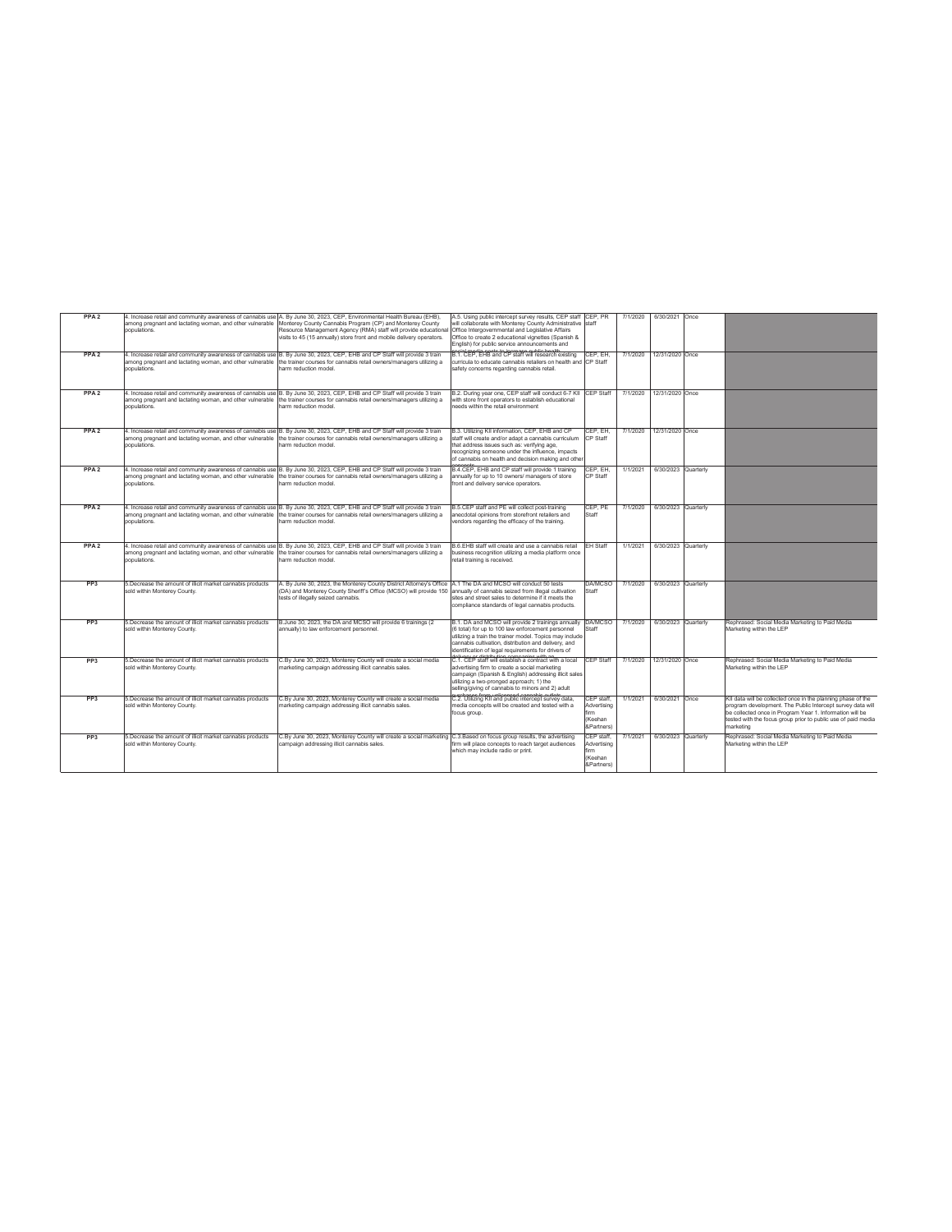| | | | | | | | | |
|---|---|---|---|---|---|---|---|---|
| PPA 2 | 4. Increase retail and community awareness of cannabis use among pregnant and lactating woman, and other vulnerable populations. | A. By June 30, 2023, CEP, Environmental Health Bureau (EHB), Monterey County Cannabis Program (CP) and Monterey County Resource Management Agency (RMA) staff will provide educational visits to 45 (15 annually) store front and mobile delivery operators. | A.5. Using public intercept survey results, CEP staff will collaborate with Monterey County Administrative Office Intergovernmental and Legislative Affairs Office to create 2 educational vignettes (Spanish & English) for public service announcements and social media posts to increase public health | CEP, PR staff | 7/1/2020 | 6/30/2021 | Once | |
| PPA 2 | 4. Increase retail and community awareness of cannabis use among pregnant and lactating woman, and other vulnerable populations. | B. By June 30, 2023, CEP, EHB and CP Staff will provide 3 train the trainer courses for cannabis retail owners/managers utilizing a harm reduction model. | B.1. CEP, EHB and CP staff will research existing curricula to educate cannabis retailers on health and safety concerns regarding cannabis retail. | CEP, EH, CP Staff | 7/1/2020 | 12/31/2020 | Once | |
| PPA 2 | 4. Increase retail and community awareness of cannabis use among pregnant and lactating woman, and other vulnerable populations. | B. By June 30, 2023, CEP, EHB and CP Staff will provide 3 train the trainer courses for cannabis retail owners/managers utilizing a harm reduction model. | B.2. During year one, CEP staff will conduct 6-7 KII with store front operators to establish educational needs within the retail environment | CEP Staff | 7/1/2020 | 12/31/2020 | Once | |
| PPA 2 | 4. Increase retail and community awareness of cannabis use among pregnant and lactating woman, and other vulnerable populations. | B. By June 30, 2023, CEP, EHB and CP Staff will provide 3 train the trainer courses for cannabis retail owners/managers utilizing a harm reduction model. | B.3. Utilizing KII information, CEP, EHB and CP staff will create and/or adapt a cannabis curriculum that address issues such as: verifying age, recognizing someone under the influence, impacts of cannabis on health and decision making and other concepts | CEP, EH, CP Staff | 7/1/2020 | 12/31/2020 | Once | |
| PPA 2 | 4. Increase retail and community awareness of cannabis use among pregnant and lactating woman, and other vulnerable populations. | B. By June 30, 2023, CEP, EHB and CP Staff will provide 3 train the trainer courses for cannabis retail owners/managers utilizing a harm reduction model. | B.4.CEP, EHB and CP staff will provide 1 training annually for up to 10 owners/ managers of store front and delivery service operators. | CEP, EH, CP Staff | 1/1/2021 | 6/30/2023 | Quarterly | |
| PPA 2 | 4. Increase retail and community awareness of cannabis use among pregnant and lactating woman, and other vulnerable populations. | B. By June 30, 2023, CEP, EHB and CP Staff will provide 3 train the trainer courses for cannabis retail owners/managers utilizing a harm reduction model. | B.5.CEP staff and PE will collect post-training anecdotal opinions from storefront retailers and vendors regarding the efficacy of the training. | CEP, PE Staff | 7/1/2020 | 6/30/2023 | Quarterly | |
| PPA 2 | 4. Increase retail and community awareness of cannabis use among pregnant and lactating woman, and other vulnerable populations. | B. By June 30, 2023, CEP, EHB and CP Staff will provide 3 train the trainer courses for cannabis retail owners/managers utilizing a harm reduction model. | B.6.EHB staff will create and use a cannabis retail business recognition utilizing a media platform once retail training is received. | EH Staff | 1/1/2021 | 6/30/2023 | Quarterly | |
| PP3 | 5.Decrease the amount of illicit market cannabis products sold within Monterey County. | A. By June 30, 2023, the Monterey County District Attorney's Office (DA) and Monterey County Sheriff's Office (MCSO) will provide 150 tests of illegally seized cannabis. | A.1 The DA and MCSO will conduct 50 tests annually of cannabis seized from illegal cultivation sites and street sales to determine if it meets the compliance standards of legal cannabis products. | DA/MCSO Staff | 7/1/2020 | 6/30/2023 | Quarterly | |
| PP3 | 5.Decrease the amount of illicit market cannabis products sold within Monterey County. | B.June 30, 2023, the DA and MCSO will provide 6 trainings (2 annually) to law enforcement personnel. | B.1. DA and MCSO will provide 2 trainings annually (6 total) for up to 100 law enforcement personnel utilizing a train the trainer model. Topics may include cannabis cultivation, distribution and delivery, and identification of legal requirements for drivers of delivery or distribution companies with an | DA/MCSO Staff | 7/1/2020 | 6/30/2023 | Quarterly | Rephrased: Social Media Marketing to Paid Media Marketing within the LEP |
| PP3 | 5.Decrease the amount of illicit market cannabis products sold within Monterey County. | C.By June 30, 2023, Monterey County will create a social media marketing campaign addressing illicit cannabis sales. | C.1. CEP staff will establish a contract with a local advertising firm to create a social marketing campaign (Spanish & English) addressing illicit sales utilizing a two-pronged approach; 1) the selling/giving of cannabis to minors and 2) adult purchases from unlicensed cannabis outlets | CEP Staff | 7/1/2020 | 12/31/2020 | Once | Rephrased: Social Media Marketing to Paid Media Marketing within the LEP |
| PP3 | 5.Decrease the amount of illicit market cannabis products sold within Monterey County. | C.By June 30, 2023, Monterey County will create a social media marketing campaign addressing illicit cannabis sales. | C.2. Utilizing KII and public intercept survey data, media concepts will be created and tested with a focus group. | CEP staff, Advertising firm (Keehan &Partners) | 1/1/2021 | 6/30/2021 | Once | KII data will be collected once in the planning phase of the program development. The Public Intercept survey data will be collected once in Program Year 1. Information will be tested with the focus group prior to public use of paid media marketing |
| PP3 | 5.Decrease the amount of illicit market cannabis products sold within Monterey County. | C.By June 30, 2023, Monterey County will create a social marketing campaign addressing illicit cannabis sales. | C.3.Based on focus group results, the advertising firm will place concepts to reach target audiences which may include radio or print. | CEP staff, Advertising firm (Keehan &Partners) | 7/1/2021 | 6/30/2023 | Quarterly | Rephrased: Social Media Marketing to Paid Media Marketing within the LEP |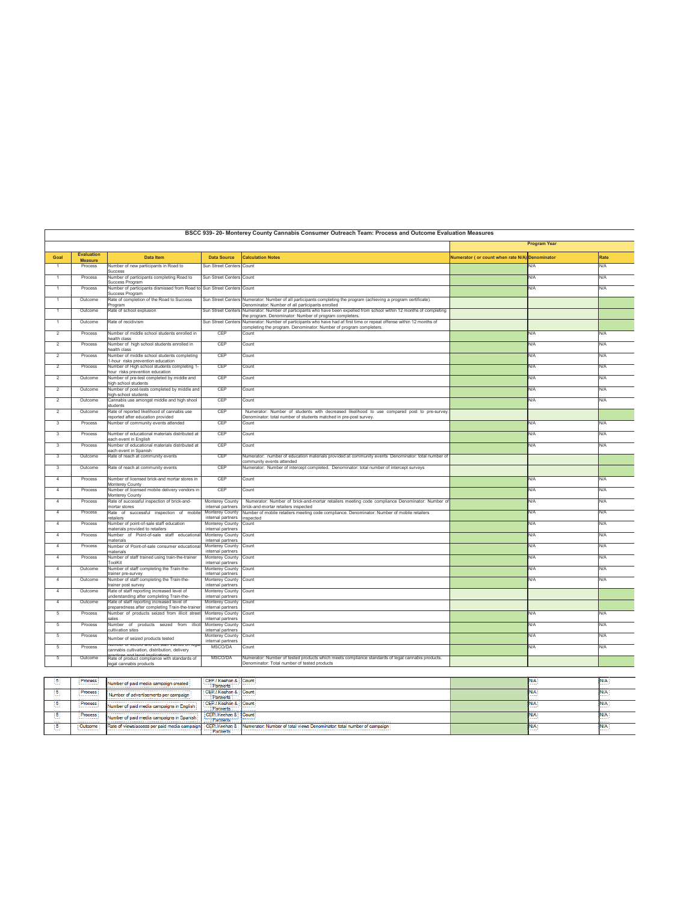**BSCC 939- 20- Monterey County Cannabis Consumer Outreach Team: Process and Outcome Evaluation Measures**

| Goal | Evaluation Measure | Data Item | Data Source | Calculation Notes | Program Year: Numerator ( or count when rate N/A) | Program Year: Denominator | Program Year: Rate |
|---|---|---|---|---|---|---|---|
| 1 | Process | Number of new participants in Road to Success | Sun Street Centers | Count | | N/A | N/A |
| 1 | Process | Number of participants completing Road to Success Program | Sun Street Centers | Count | | N/A | N/A |
| 1 | Process | Number of participants dismissed from Road to Success Program | Sun Street Centers | Count | | N/A | N/A |
| 1 | Outcome | Rate of completion of the Road to Success Program | Sun Street Centers | Numerator: Number of all participants completing the program (achieving a program certificate). Denominator: Number of all participants enrolled | | | |
| 1 | Outcome | Rate of school explusion | Sun Street Centers | Numerator: Number of participants who have been expelled from school within 12 months of completing the program. Denominator: Number of program completers. | | | |
| 1 | Outcome | Rate of recidivism | Sun Street Centers | Numerator: Number of participants who have had af first time or repeat offense within 12 months of completing the program. Denominator: Number of program completers. | | | |
| 2 | Process | Number of middle school students enrolled in health class | CEP | Count | | N/A | N/A |
| 2 | Process | Number of high school students enrolled in health class | CEP | Count | | N/A | N/A |
| 2 | Process | Number of middle school students completing 1-hour risks prevention education | CEP | Count | | N/A | N/A |
| 2 | Process | Number of High school students completing 1-hour risks prevention education | CEP | Count | | N/A | N/A |
| 2 | Outcome | Number of pre-test completed by middle and high school students | CEP | Count | | N/A | N/A |
| 2 | Outcome | Number of post-tests completed by middle and high-school students | CEP | Count | | N/A | N/A |
| 2 | Outcome | Cannabis use amongst middle and high shool students | CEP | Count | | N/A | N/A |
| 2 | Outcome | Rate of reported likelihood of cannabis use reported after education provided | CEP | Numerator: Number of students with decreased likelihood to use compared post to pre-survey. Denominator: total number of students matched in pre-post survey. | | | |
| 3 | Process | Number of community events attended | CEP | Count | | N/A | N/A |
| 3 | Process | Number of educational materials distributed at each event in English | CEP | Count | | N/A | N/A |
| 3 | Process | Number of educational materials distributed at each event in Spanish | CEP | Count | | N/A | N/A |
| 3 | Outcome | Rate of reach at community events | CEP | Numerator: number of education materials provided at community events Denominator: total number of community events attended | | | |
| 3 | Outcome | Rate of reach at community events | CEP | Numerator: Number of intercept completed. Denominator: total number of intercept surveys | | | |
| 4 | Process | Number of licensed brick-and mortar stores in Monterey County | CEP | Count | | N/A | N/A |
| 4 | Process | Number of licensed mobile delivery vendors in Monterey County | CEP | Count | | N/A | N/A |
| 4 | Process | Rate of successful inspection of brick-and-mortar stores | Monterey County internal partners | Numerator: Number of brick-and-mortar retailers meeting code compliance Denominator: Number of brick-and-mortar retailers inspected | | N/A | N/A |
| 4 | Process | Rate of successful inspection of mobile retailers | Monterey County internal partners | Number of mobile retailers meeting code compliance. Denominator: Number of mobile retailers inspected | | N/A | N/A |
| 4 | Process | Number of point-of-sale staff education materials provided to retailers | Monterey County internal partners | Count | | N/A | N/A |
| 4 | Process | Number of Point-of-sale staff educational materials | Monterey County internal partners | Count | | N/A | N/A |
| 4 | Process | Number of Point-of-sale consumer educational materials | Monterey County internal partners | Count | | N/A | N/A |
| 4 | Process | Number of staff trained using train-the-trainer ToolKit | Monterey County internal partners | Count | | N/A | N/A |
| 4 | Outcome | Number of staff completing the Train-the-trainer pre-survey | Monterey County internal partners | Count | | N/A | N/A |
| 4 | Outcome | Number of staff completing the Train-the-trainer post survey | Monterey County internal partners | Count | | N/A | N/A |
| 4 | Outcome | Rate of staff reporting increased level of understanding after completing Train-the- | Monterey County internal partners | Count | | | |
| 4 | Outcome | Rate of staff reporting increased level of preparedness after completing Train-the-trainer | Monterey County internal partners | Count | | | |
| 5 | Process | Number of products seized from illicit street sales | Monterey County internal partners | Count | | N/A | N/A |
| 5 | Process | Number of products seized from illicit cultivation sites | Monterey County internal partners | Count | | N/A | N/A |
| 5 | Process | Number of seized products tested | Monterey County internal partners | Count | | N/A | N/A |
| 5 | Process | Number of MCSO and DA staff trained on legal cannabis cultivation, distribution, delivery practices and legal implications | MSCO/DA | Count | | N/A | N/A |
| 5 | Outcome | Rate of product compliance with standards of legal cannabis products | MSCO/DA | Numerator: Number of tested products which meets compliance standards of legal cannabis products. Denominator: Total number of tested products | | | |
| 5 | Process | Number of paid media campaign created | CEP / Keehan & Partners | Count | | N/A | N/A |
| 5 | Process | Number of advertisements per campaign | CEP / Keehan & Partners | Count | | N/A | N/A |
| 5 | Process | Number of paid media campaigns in English | CEP / Keehan & Partners | Count | | N/A | N/A |
| 5 | Process | Number of paid media campaigns in Spanish | CEP/ Keehan & Partners | Count | | N/A | N/A |
| 5 | Outcome | Rate of views/access per paid media campaign | CEP/ Keehan & Partners | Numerator: Number of total views Denominator: total number of campaign | | N/A | N/A |